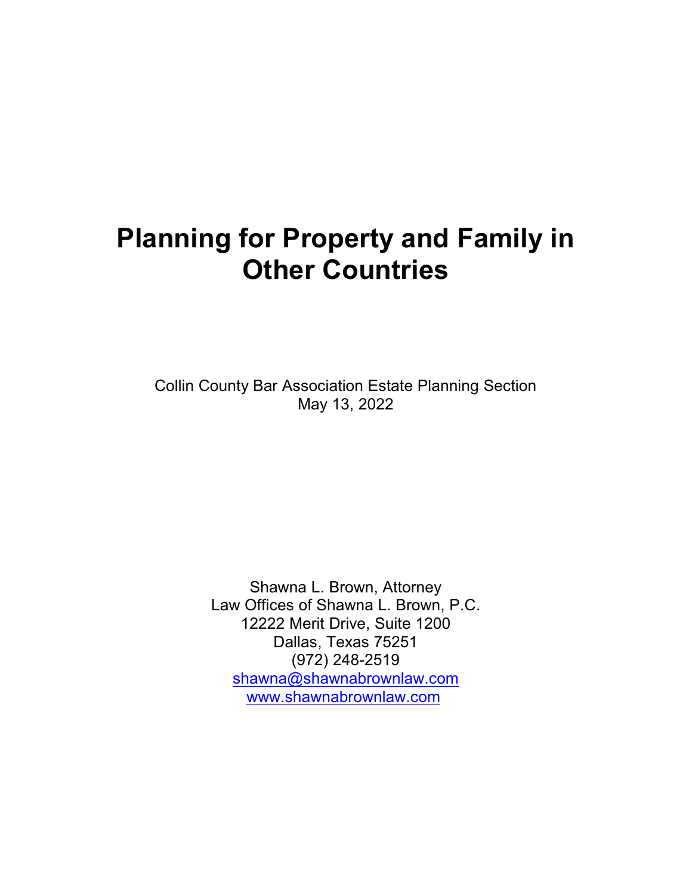# Planning for Property and Family in Other Countries

Collin County Bar Association Estate Planning Section
May 13, 2022

Shawna L. Brown, Attorney
Law Offices of Shawna L. Brown, P.C.
12222 Merit Drive, Suite 1200
Dallas, Texas 75251
(972) 248-2519
shawna@shawnabrownlaw.com
www.shawnabrownlaw.com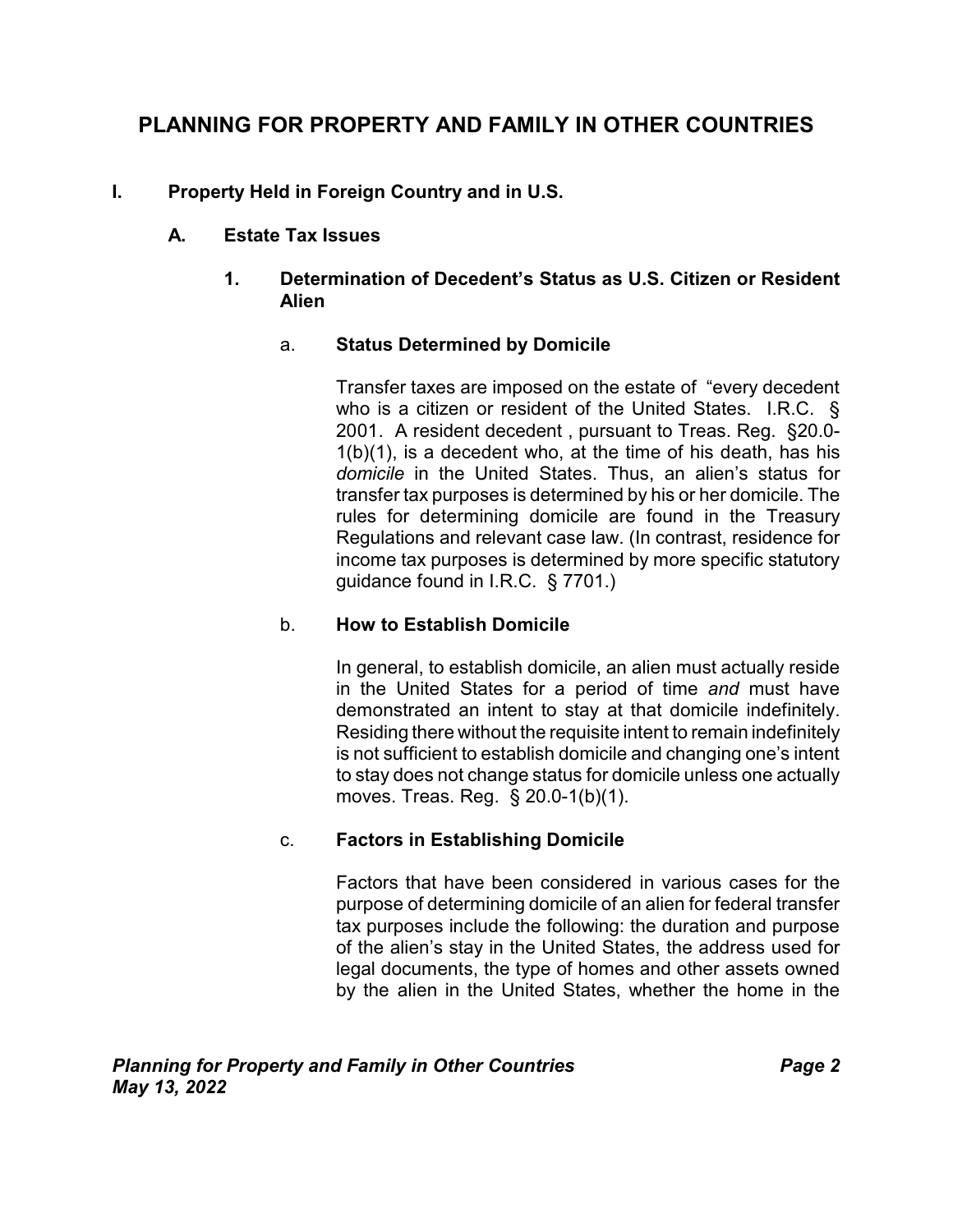# PLANNING FOR PROPERTY AND FAMILY IN OTHER COUNTRIES

## I. Property Held in Foreign Country and in U.S.

### A. Estate Tax Issues

#### 1. Determination of Decedent's Status as U.S. Citizen or Resident Alien

a. **Status Determined by Domicile**

Transfer taxes are imposed on the estate of "every decedent who is a citizen or resident of the United States. I.R.C. § 2001. A resident decedent , pursuant to Treas. Reg. §20.0-1(b)(1), is a decedent who, at the time of his death, has his *domicile* in the United States. Thus, an alien's status for transfer tax purposes is determined by his or her domicile. The rules for determining domicile are found in the Treasury Regulations and relevant case law. (In contrast, residence for income tax purposes is determined by more specific statutory guidance found in I.R.C. § 7701.)

b. **How to Establish Domicile**

In general, to establish domicile, an alien must actually reside in the United States for a period of time *and* must have demonstrated an intent to stay at that domicile indefinitely. Residing there without the requisite intent to remain indefinitely is not sufficient to establish domicile and changing one's intent to stay does not change status for domicile unless one actually moves. Treas. Reg. § 20.0-1(b)(1).

c. **Factors in Establishing Domicile**

Factors that have been considered in various cases for the purpose of determining domicile of an alien for federal transfer tax purposes include the following: the duration and purpose of the alien's stay in the United States, the address used for legal documents, the type of homes and other assets owned by the alien in the United States, whether the home in the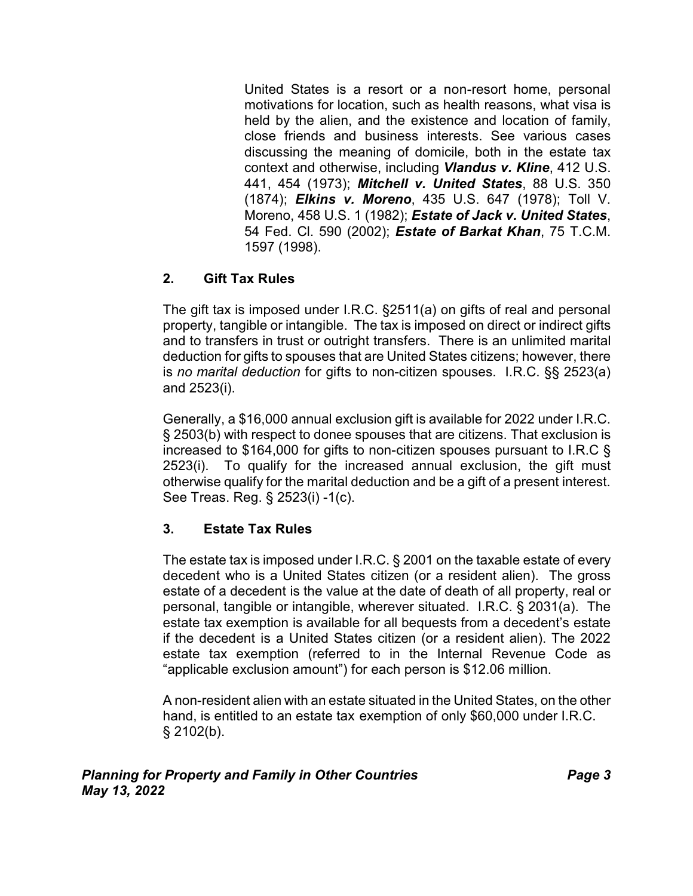United States is a resort or a non-resort home, personal motivations for location, such as health reasons, what visa is held by the alien, and the existence and location of family, close friends and business interests. See various cases discussing the meaning of domicile, both in the estate tax context and otherwise, including ***Vlandus v. Kline***, 412 U.S. 441, 454 (1973); ***Mitchell v. United States***, 88 U.S. 350 (1874); ***Elkins v. Moreno***, 435 U.S. 647 (1978); Toll V. Moreno, 458 U.S. 1 (1982); ***Estate of Jack v. United States***, 54 Fed. Cl. 590 (2002); ***Estate of Barkat Khan***, 75 T.C.M. 1597 (1998).

### 2. Gift Tax Rules

The gift tax is imposed under I.R.C. §2511(a) on gifts of real and personal property, tangible or intangible. The tax is imposed on direct or indirect gifts and to transfers in trust or outright transfers. There is an unlimited marital deduction for gifts to spouses that are United States citizens; however, there is *no marital deduction* for gifts to non-citizen spouses. I.R.C. §§ 2523(a) and 2523(i).

Generally, a $16,000 annual exclusion gift is available for 2022 under I.R.C. § 2503(b) with respect to donee spouses that are citizens. That exclusion is increased to $164,000 for gifts to non-citizen spouses pursuant to I.R.C § 2523(i). To qualify for the increased annual exclusion, the gift must otherwise qualify for the marital deduction and be a gift of a present interest. See Treas. Reg. § 2523(i) -1(c).

### 3. Estate Tax Rules

The estate tax is imposed under I.R.C. § 2001 on the taxable estate of every decedent who is a United States citizen (or a resident alien). The gross estate of a decedent is the value at the date of death of all property, real or personal, tangible or intangible, wherever situated. I.R.C. § 2031(a). The estate tax exemption is available for all bequests from a decedent's estate if the decedent is a United States citizen (or a resident alien). The 2022 estate tax exemption (referred to in the Internal Revenue Code as "applicable exclusion amount") for each person is $12.06 million.

A non-resident alien with an estate situated in the United States, on the other hand, is entitled to an estate tax exemption of only $60,000 under I.R.C. § 2102(b).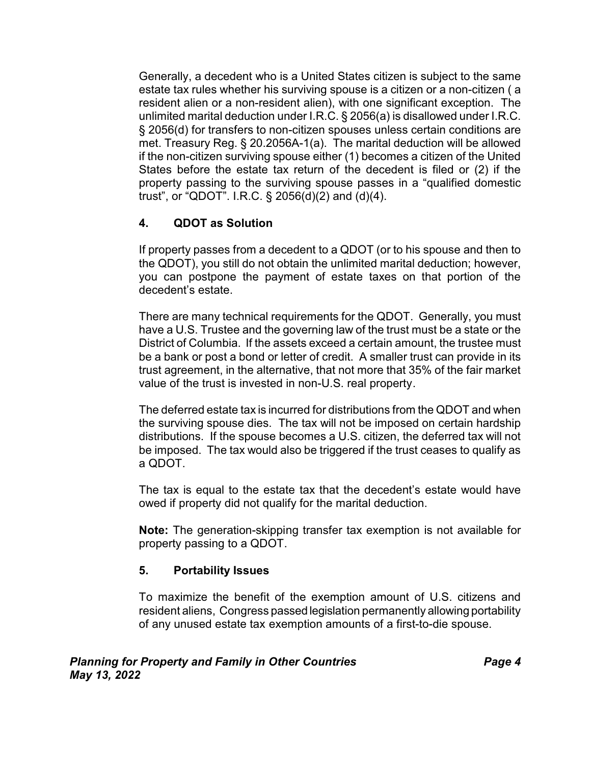Generally, a decedent who is a United States citizen is subject to the same estate tax rules whether his surviving spouse is a citizen or a non-citizen ( a resident alien or a non-resident alien), with one significant exception. The unlimited marital deduction under I.R.C. § 2056(a) is disallowed under I.R.C. § 2056(d) for transfers to non-citizen spouses unless certain conditions are met. Treasury Reg. § 20.2056A-1(a). The marital deduction will be allowed if the non-citizen surviving spouse either (1) becomes a citizen of the United States before the estate tax return of the decedent is filed or (2) if the property passing to the surviving spouse passes in a "qualified domestic trust", or "QDOT". I.R.C. § 2056(d)(2) and (d)(4).

## 4. QDOT as Solution

If property passes from a decedent to a QDOT (or to his spouse and then to the QDOT), you still do not obtain the unlimited marital deduction; however, you can postpone the payment of estate taxes on that portion of the decedent's estate.

There are many technical requirements for the QDOT. Generally, you must have a U.S. Trustee and the governing law of the trust must be a state or the District of Columbia. If the assets exceed a certain amount, the trustee must be a bank or post a bond or letter of credit. A smaller trust can provide in its trust agreement, in the alternative, that not more that 35% of the fair market value of the trust is invested in non-U.S. real property.

The deferred estate tax is incurred for distributions from the QDOT and when the surviving spouse dies. The tax will not be imposed on certain hardship distributions. If the spouse becomes a U.S. citizen, the deferred tax will not be imposed. The tax would also be triggered if the trust ceases to qualify as a QDOT.

The tax is equal to the estate tax that the decedent's estate would have owed if property did not qualify for the marital deduction.

**Note:** The generation-skipping transfer tax exemption is not available for property passing to a QDOT.

## 5. Portability Issues

To maximize the benefit of the exemption amount of U.S. citizens and resident aliens, Congress passed legislation permanently allowing portability of any unused estate tax exemption amounts of a first-to-die spouse.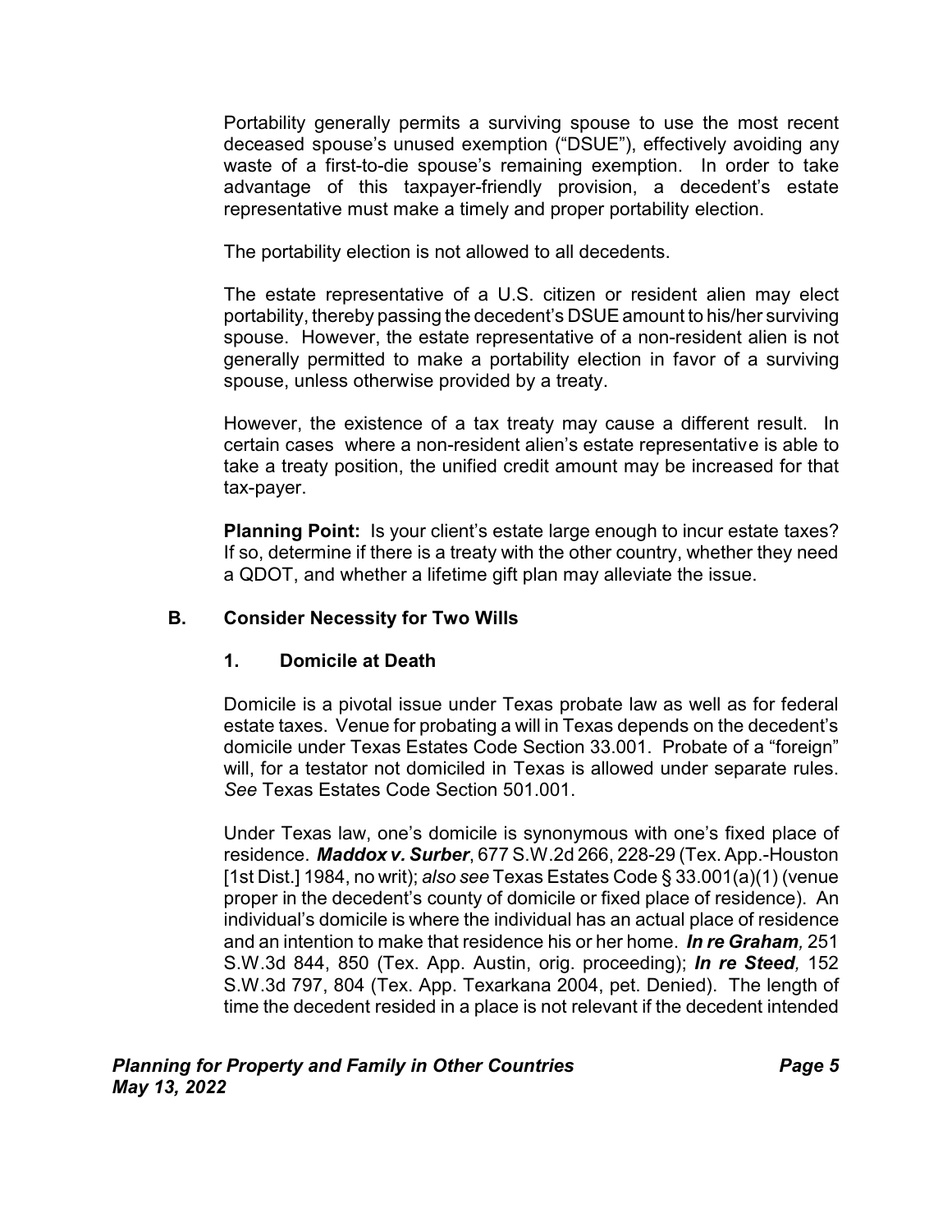Portability generally permits a surviving spouse to use the most recent deceased spouse's unused exemption ("DSUE"), effectively avoiding any waste of a first-to-die spouse's remaining exemption. In order to take advantage of this taxpayer-friendly provision, a decedent's estate representative must make a timely and proper portability election.

The portability election is not allowed to all decedents.

The estate representative of a U.S. citizen or resident alien may elect portability, thereby passing the decedent's DSUE amount to his/her surviving spouse. However, the estate representative of a non-resident alien is not generally permitted to make a portability election in favor of a surviving spouse, unless otherwise provided by a treaty.

However, the existence of a tax treaty may cause a different result. In certain cases where a non-resident alien's estate representative is able to take a treaty position, the unified credit amount may be increased for that tax-payer.

**Planning Point:** Is your client's estate large enough to incur estate taxes? If so, determine if there is a treaty with the other country, whether they need a QDOT, and whether a lifetime gift plan may alleviate the issue.

## B. Consider Necessity for Two Wills

### 1. Domicile at Death

Domicile is a pivotal issue under Texas probate law as well as for federal estate taxes. Venue for probating a will in Texas depends on the decedent's domicile under Texas Estates Code Section 33.001. Probate of a "foreign" will, for a testator not domiciled in Texas is allowed under separate rules. *See* Texas Estates Code Section 501.001.

Under Texas law, one's domicile is synonymous with one's fixed place of residence. ***Maddox v. Surber***, 677 S.W.2d 266, 228-29 (Tex. App.-Houston [1st Dist.] 1984, no writ); *also see* Texas Estates Code § 33.001(a)(1) (venue proper in the decedent's county of domicile or fixed place of residence). An individual's domicile is where the individual has an actual place of residence and an intention to make that residence his or her home. ***In re Graham,*** 251 S.W.3d 844, 850 (Tex. App. Austin, orig. proceeding); ***In re Steed,*** 152 S.W.3d 797, 804 (Tex. App. Texarkana 2004, pet. Denied). The length of time the decedent resided in a place is not relevant if the decedent intended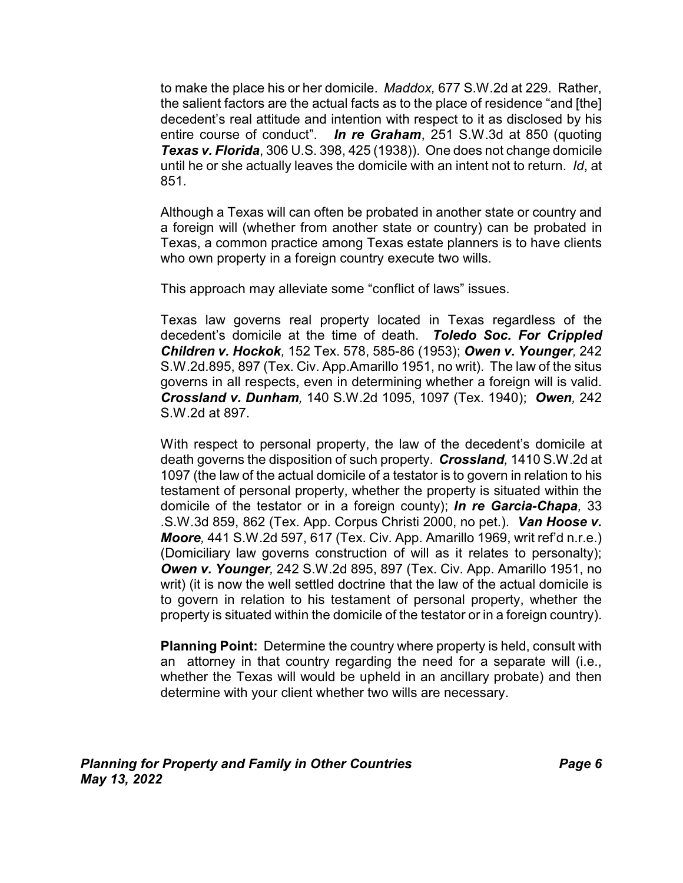to make the place his or her domicile. *Maddox,* 677 S.W.2d at 229. Rather, the salient factors are the actual facts as to the place of residence "and [the] decedent's real attitude and intention with respect to it as disclosed by his entire course of conduct". ***In re Graham***, 251 S.W.3d at 850 (quoting ***Texas v. Florida***, 306 U.S. 398, 425 (1938)). One does not change domicile until he or she actually leaves the domicile with an intent not to return. *Id*, at 851.

Although a Texas will can often be probated in another state or country and a foreign will (whether from another state or country) can be probated in Texas, a common practice among Texas estate planners is to have clients who own property in a foreign country execute two wills.

This approach may alleviate some "conflict of laws" issues.

Texas law governs real property located in Texas regardless of the decedent's domicile at the time of death. ***Toledo Soc. For Crippled Children v. Hockok,*** 152 Tex. 578, 585-86 (1953); ***Owen v. Younger,*** 242 S.W.2d.895, 897 (Tex. Civ. App.Amarillo 1951, no writ). The law of the situs governs in all respects, even in determining whether a foreign will is valid. ***Crossland v. Dunham,*** 140 S.W.2d 1095, 1097 (Tex. 1940); ***Owen,*** 242 S.W.2d at 897.

With respect to personal property, the law of the decedent's domicile at death governs the disposition of such property. ***Crossland,*** 1410 S.W.2d at 1097 (the law of the actual domicile of a testator is to govern in relation to his testament of personal property, whether the property is situated within the domicile of the testator or in a foreign county); ***In re Garcia-Chapa,*** 33 .S.W.3d 859, 862 (Tex. App. Corpus Christi 2000, no pet.). ***Van Hoose v. Moore,*** 441 S.W.2d 597, 617 (Tex. Civ. App. Amarillo 1969, writ ref'd n.r.e.) (Domiciliary law governs construction of will as it relates to personalty); ***Owen v. Younger,*** 242 S.W.2d 895, 897 (Tex. Civ. App. Amarillo 1951, no writ) (it is now the well settled doctrine that the law of the actual domicile is to govern in relation to his testament of personal property, whether the property is situated within the domicile of the testator or in a foreign country).

**Planning Point:** Determine the country where property is held, consult with an attorney in that country regarding the need for a separate will (i.e., whether the Texas will would be upheld in an ancillary probate) and then determine with your client whether two wills are necessary.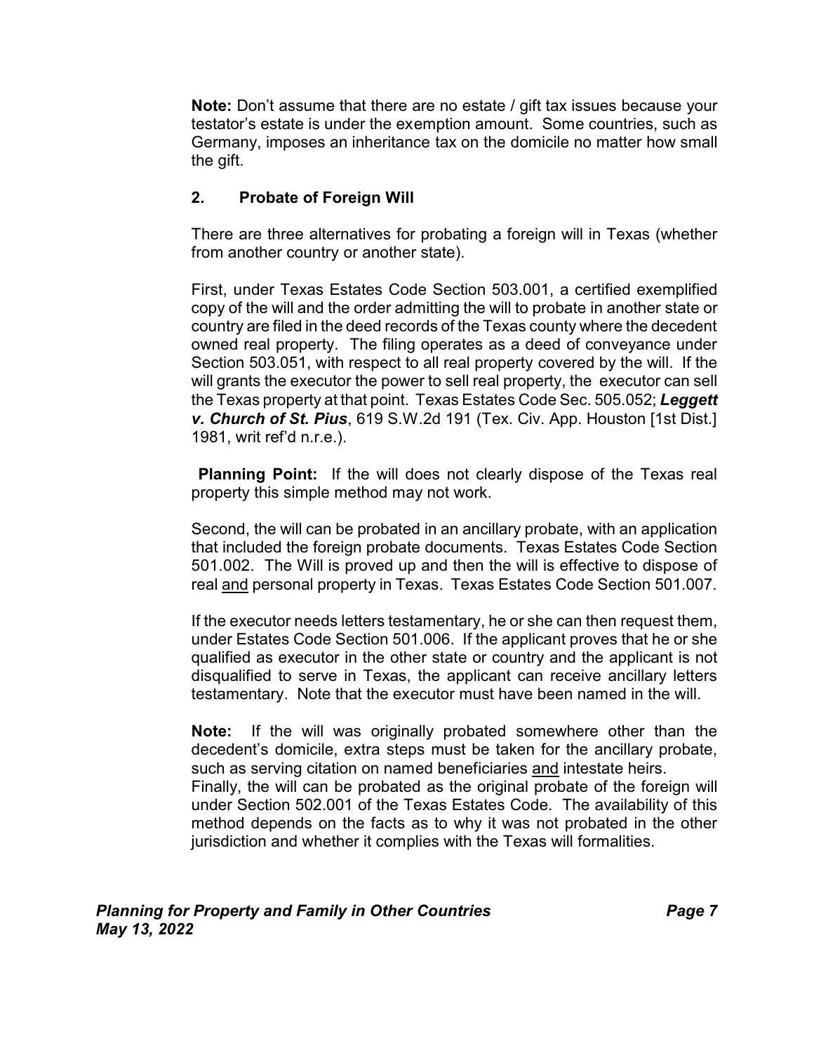**Note:** Don't assume that there are no estate / gift tax issues because your testator's estate is under the exemption amount. Some countries, such as Germany, imposes an inheritance tax on the domicile no matter how small the gift.

## 2. Probate of Foreign Will

There are three alternatives for probating a foreign will in Texas (whether from another country or another state).

First, under Texas Estates Code Section 503.001, a certified exemplified copy of the will and the order admitting the will to probate in another state or country are filed in the deed records of the Texas county where the decedent owned real property. The filing operates as a deed of conveyance under Section 503.051, with respect to all real property covered by the will. If the will grants the executor the power to sell real property, the executor can sell the Texas property at that point. Texas Estates Code Sec. 505.052; ***Leggett v. Church of St. Pius***, 619 S.W.2d 191 (Tex. Civ. App. Houston [1st Dist.] 1981, writ ref'd n.r.e.).

**Planning Point:** If the will does not clearly dispose of the Texas real property this simple method may not work.

Second, the will can be probated in an ancillary probate, with an application that included the foreign probate documents. Texas Estates Code Section 501.002. The Will is proved up and then the will is effective to dispose of real <u>and</u> personal property in Texas. Texas Estates Code Section 501.007.

If the executor needs letters testamentary, he or she can then request them, under Estates Code Section 501.006. If the applicant proves that he or she qualified as executor in the other state or country and the applicant is not disqualified to serve in Texas, the applicant can receive ancillary letters testamentary. Note that the executor must have been named in the will.

**Note:** If the will was originally probated somewhere other than the decedent's domicile, extra steps must be taken for the ancillary probate, such as serving citation on named beneficiaries <u>and</u> intestate heirs.

Finally, the will can be probated as the original probate of the foreign will under Section 502.001 of the Texas Estates Code. The availability of this method depends on the facts as to why it was not probated in the other jurisdiction and whether it complies with the Texas will formalities.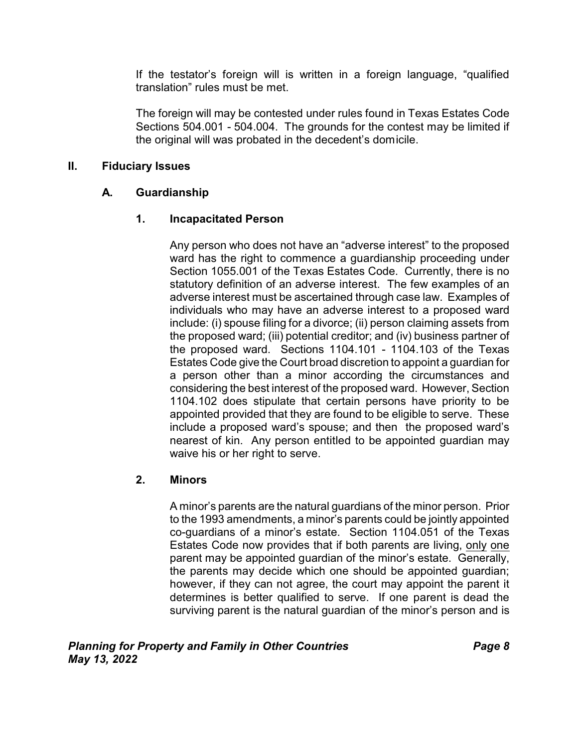If the testator's foreign will is written in a foreign language, "qualified translation" rules must be met.

The foreign will may be contested under rules found in Texas Estates Code Sections 504.001 - 504.004. The grounds for the contest may be limited if the original will was probated in the decedent's domicile.

## II. Fiduciary Issues

### A. Guardianship

#### 1. Incapacitated Person

Any person who does not have an "adverse interest" to the proposed ward has the right to commence a guardianship proceeding under Section 1055.001 of the Texas Estates Code. Currently, there is no statutory definition of an adverse interest. The few examples of an adverse interest must be ascertained through case law. Examples of individuals who may have an adverse interest to a proposed ward include: (i) spouse filing for a divorce; (ii) person claiming assets from the proposed ward; (iii) potential creditor; and (iv) business partner of the proposed ward. Sections 1104.101 - 1104.103 of the Texas Estates Code give the Court broad discretion to appoint a guardian for a person other than a minor according the circumstances and considering the best interest of the proposed ward. However, Section 1104.102 does stipulate that certain persons have priority to be appointed provided that they are found to be eligible to serve. These include a proposed ward's spouse; and then the proposed ward's nearest of kin. Any person entitled to be appointed guardian may waive his or her right to serve.

#### 2. Minors

A minor's parents are the natural guardians of the minor person. Prior to the 1993 amendments, a minor's parents could be jointly appointed co-guardians of a minor's estate. Section 1104.051 of the Texas Estates Code now provides that if both parents are living, only one parent may be appointed guardian of the minor's estate. Generally, the parents may decide which one should be appointed guardian; however, if they can not agree, the court may appoint the parent it determines is better qualified to serve. If one parent is dead the surviving parent is the natural guardian of the minor's person and is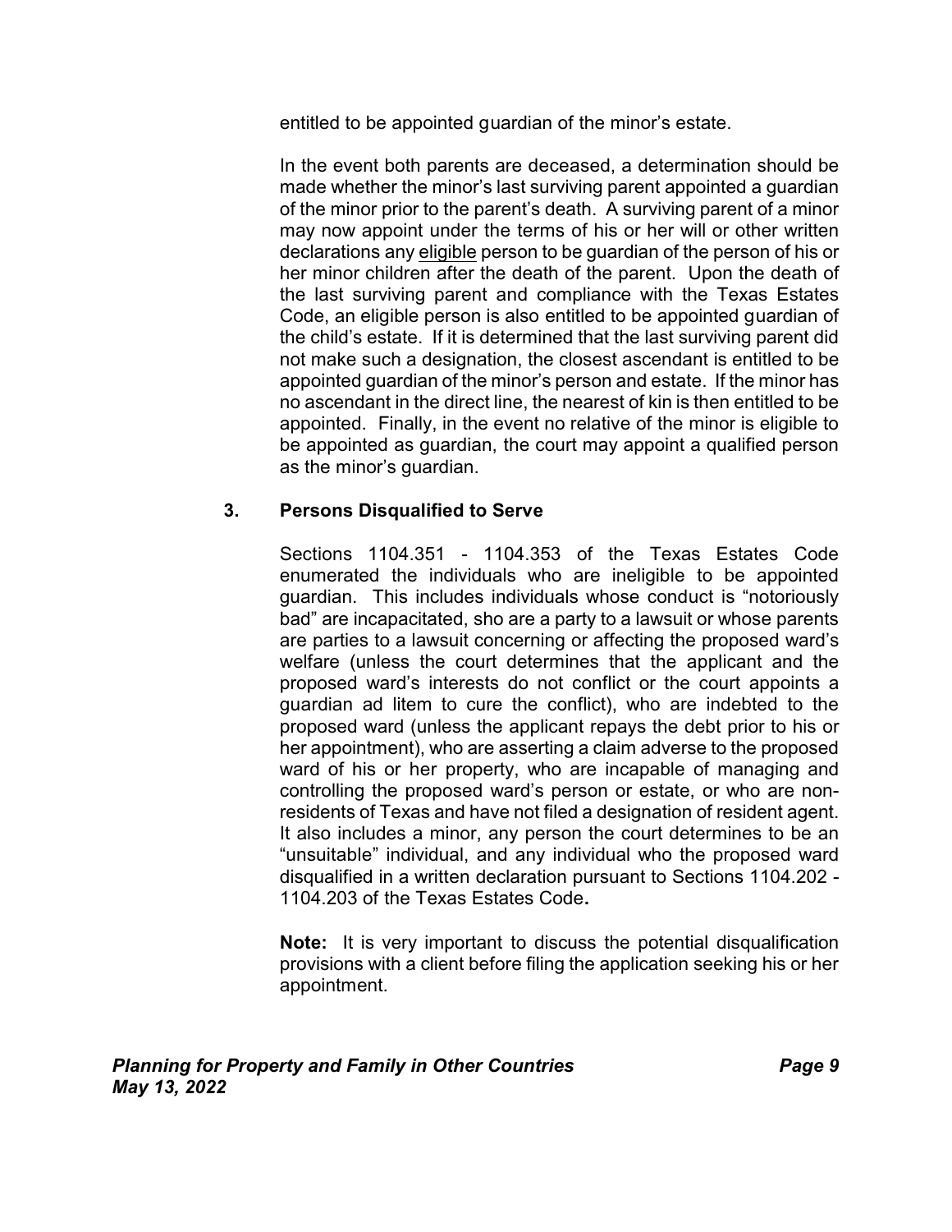entitled to be appointed guardian of the minor's estate.

In the event both parents are deceased, a determination should be made whether the minor's last surviving parent appointed a guardian of the minor prior to the parent's death. A surviving parent of a minor may now appoint under the terms of his or her will or other written declarations any eligible person to be guardian of the person of his or her minor children after the death of the parent. Upon the death of the last surviving parent and compliance with the Texas Estates Code, an eligible person is also entitled to be appointed guardian of the child's estate. If it is determined that the last surviving parent did not make such a designation, the closest ascendant is entitled to be appointed guardian of the minor's person and estate. If the minor has no ascendant in the direct line, the nearest of kin is then entitled to be appointed. Finally, in the event no relative of the minor is eligible to be appointed as guardian, the court may appoint a qualified person as the minor's guardian.

### 3. Persons Disqualified to Serve

Sections 1104.351 - 1104.353 of the Texas Estates Code enumerated the individuals who are ineligible to be appointed guardian. This includes individuals whose conduct is "notoriously bad" are incapacitated, sho are a party to a lawsuit or whose parents are parties to a lawsuit concerning or affecting the proposed ward's welfare (unless the court determines that the applicant and the proposed ward's interests do not conflict or the court appoints a guardian ad litem to cure the conflict), who are indebted to the proposed ward (unless the applicant repays the debt prior to his or her appointment), who are asserting a claim adverse to the proposed ward of his or her property, who are incapable of managing and controlling the proposed ward's person or estate, or who are non-residents of Texas and have not filed a designation of resident agent. It also includes a minor, any person the court determines to be an "unsuitable" individual, and any individual who the proposed ward disqualified in a written declaration pursuant to Sections 1104.202 - 1104.203 of the Texas Estates Code.

**Note:** It is very important to discuss the potential disqualification provisions with a client before filing the application seeking his or her appointment.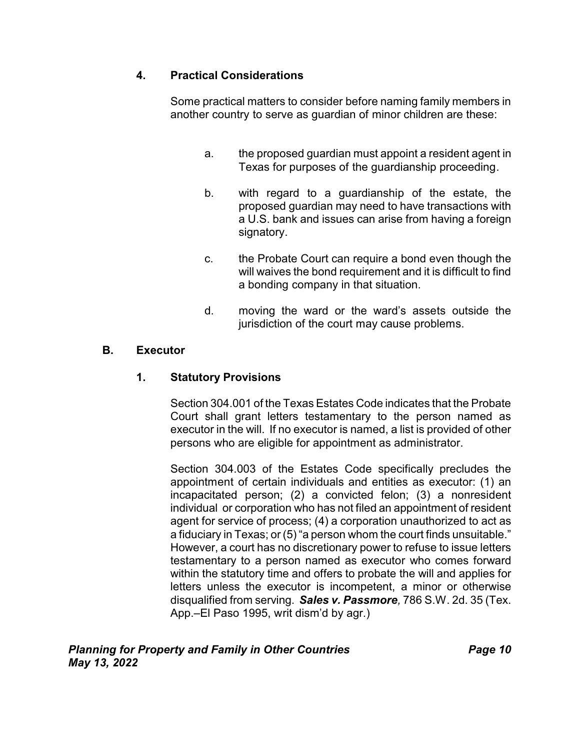#### 4. Practical Considerations

Some practical matters to consider before naming family members in another country to serve as guardian of minor children are these:

a. the proposed guardian must appoint a resident agent in Texas for purposes of the guardianship proceeding.

b. with regard to a guardianship of the estate, the proposed guardian may need to have transactions with a U.S. bank and issues can arise from having a foreign signatory.

c. the Probate Court can require a bond even though the will waives the bond requirement and it is difficult to find a bonding company in that situation.

d. moving the ward or the ward's assets outside the jurisdiction of the court may cause problems.

### B. Executor

#### 1. Statutory Provisions

Section 304.001 of the Texas Estates Code indicates that the Probate Court shall grant letters testamentary to the person named as executor in the will. If no executor is named, a list is provided of other persons who are eligible for appointment as administrator.

Section 304.003 of the Estates Code specifically precludes the appointment of certain individuals and entities as executor: (1) an incapacitated person; (2) a convicted felon; (3) a nonresident individual or corporation who has not filed an appointment of resident agent for service of process; (4) a corporation unauthorized to act as a fiduciary in Texas; or (5) "a person whom the court finds unsuitable." However, a court has no discretionary power to refuse to issue letters testamentary to a person named as executor who comes forward within the statutory time and offers to probate the will and applies for letters unless the executor is incompetent, a minor or otherwise disqualified from serving. ***Sales v. Passmore****,* 786 S.W. 2d. 35 (Tex. App.–El Paso 1995, writ dism'd by agr.)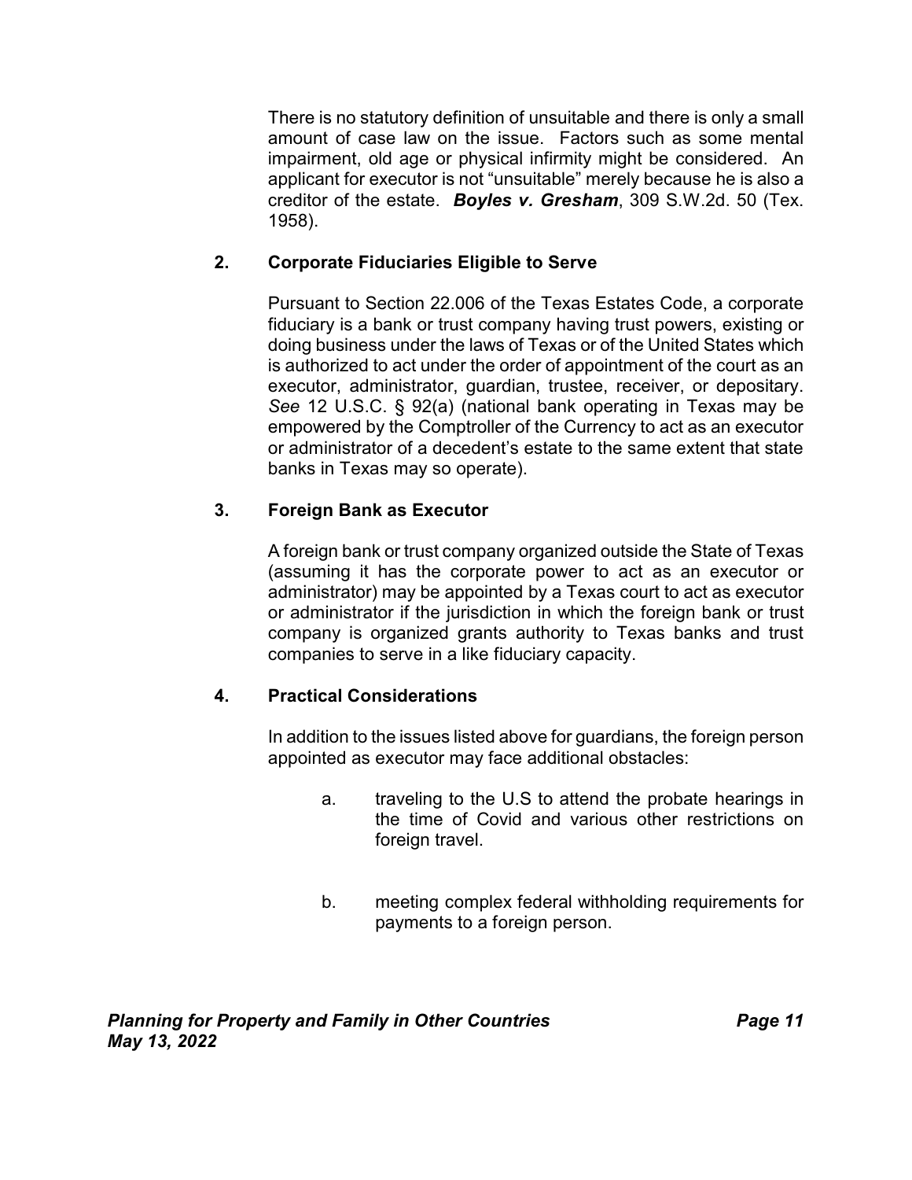There is no statutory definition of unsuitable and there is only a small amount of case law on the issue. Factors such as some mental impairment, old age or physical infirmity might be considered. An applicant for executor is not "unsuitable" merely because he is also a creditor of the estate. ***Boyles v. Gresham***, 309 S.W.2d. 50 (Tex. 1958).

### 2. Corporate Fiduciaries Eligible to Serve

Pursuant to Section 22.006 of the Texas Estates Code, a corporate fiduciary is a bank or trust company having trust powers, existing or doing business under the laws of Texas or of the United States which is authorized to act under the order of appointment of the court as an executor, administrator, guardian, trustee, receiver, or depositary. *See* 12 U.S.C. § 92(a) (national bank operating in Texas may be empowered by the Comptroller of the Currency to act as an executor or administrator of a decedent's estate to the same extent that state banks in Texas may so operate).

### 3. Foreign Bank as Executor

A foreign bank or trust company organized outside the State of Texas (assuming it has the corporate power to act as an executor or administrator) may be appointed by a Texas court to act as executor or administrator if the jurisdiction in which the foreign bank or trust company is organized grants authority to Texas banks and trust companies to serve in a like fiduciary capacity.

### 4. Practical Considerations

In addition to the issues listed above for guardians, the foreign person appointed as executor may face additional obstacles:

a. traveling to the U.S to attend the probate hearings in the time of Covid and various other restrictions on foreign travel.

b. meeting complex federal withholding requirements for payments to a foreign person.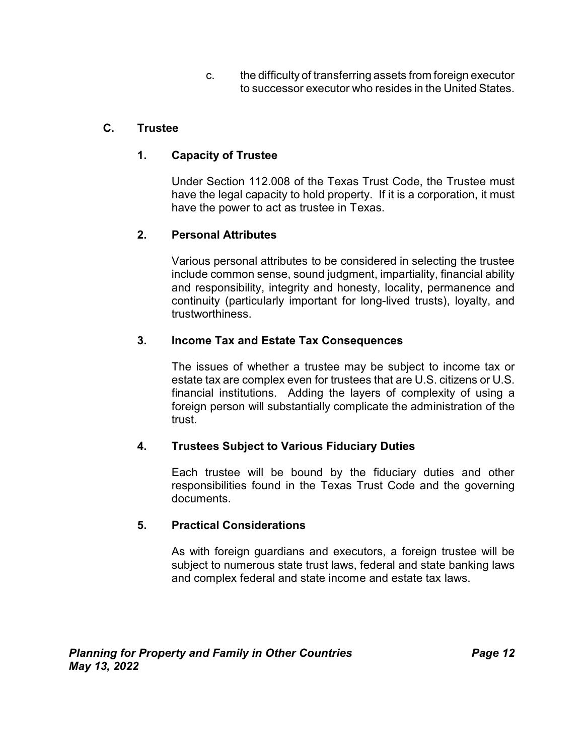c. the difficulty of transferring assets from foreign executor to successor executor who resides in the United States.

## C. Trustee

### 1. Capacity of Trustee

Under Section 112.008 of the Texas Trust Code, the Trustee must have the legal capacity to hold property. If it is a corporation, it must have the power to act as trustee in Texas.

### 2. Personal Attributes

Various personal attributes to be considered in selecting the trustee include common sense, sound judgment, impartiality, financial ability and responsibility, integrity and honesty, locality, permanence and continuity (particularly important for long-lived trusts), loyalty, and trustworthiness.

### 3. Income Tax and Estate Tax Consequences

The issues of whether a trustee may be subject to income tax or estate tax are complex even for trustees that are U.S. citizens or U.S. financial institutions. Adding the layers of complexity of using a foreign person will substantially complicate the administration of the trust.

### 4. Trustees Subject to Various Fiduciary Duties

Each trustee will be bound by the fiduciary duties and other responsibilities found in the Texas Trust Code and the governing documents.

### 5. Practical Considerations

As with foreign guardians and executors, a foreign trustee will be subject to numerous state trust laws, federal and state banking laws and complex federal and state income and estate tax laws.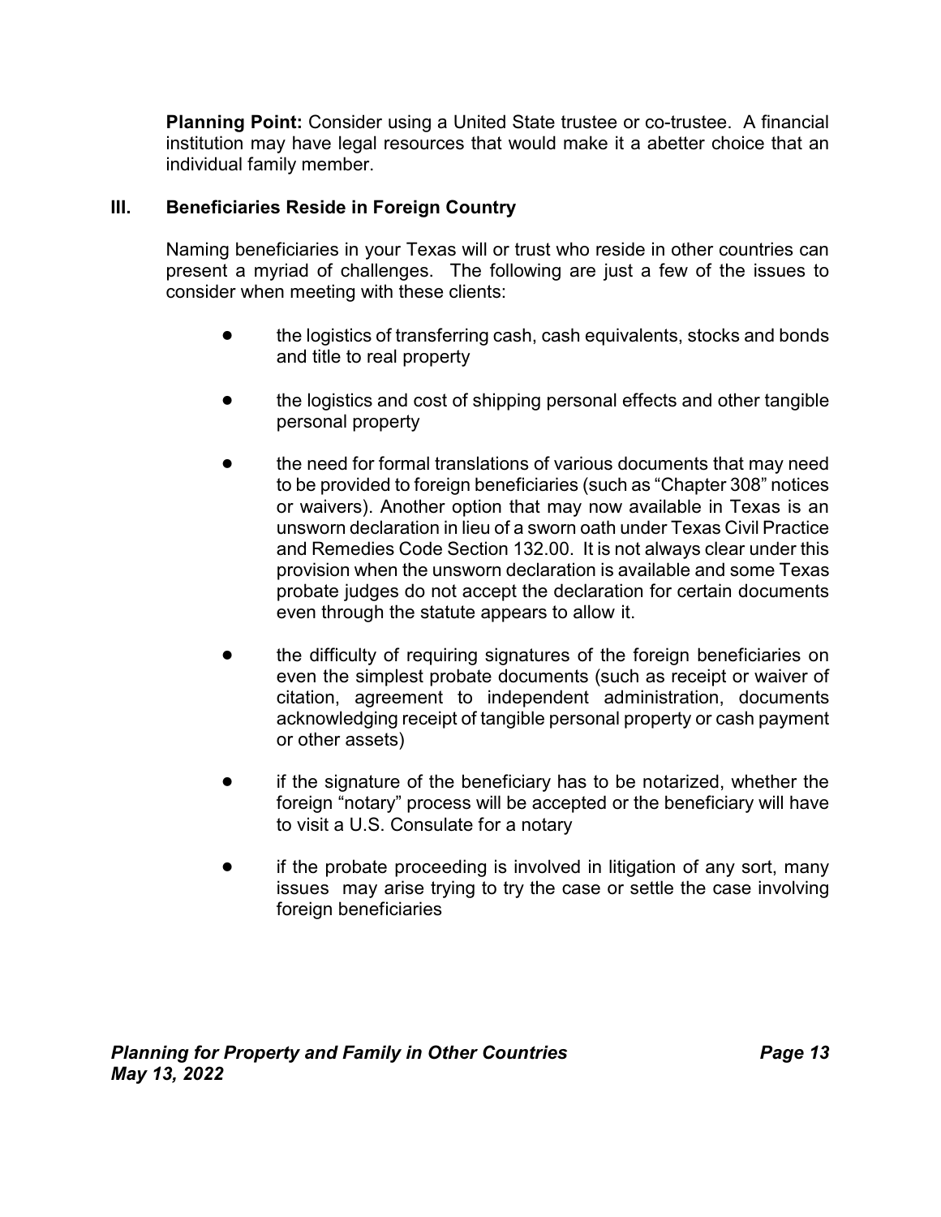**Planning Point:** Consider using a United State trustee or co-trustee. A financial institution may have legal resources that would make it a abetter choice that an individual family member.

## III. Beneficiaries Reside in Foreign Country

Naming beneficiaries in your Texas will or trust who reside in other countries can present a myriad of challenges. The following are just a few of the issues to consider when meeting with these clients:

- the logistics of transferring cash, cash equivalents, stocks and bonds and title to real property
- the logistics and cost of shipping personal effects and other tangible personal property
- the need for formal translations of various documents that may need to be provided to foreign beneficiaries (such as "Chapter 308" notices or waivers). Another option that may now available in Texas is an unsworn declaration in lieu of a sworn oath under Texas Civil Practice and Remedies Code Section 132.00. It is not always clear under this provision when the unsworn declaration is available and some Texas probate judges do not accept the declaration for certain documents even through the statute appears to allow it.
- the difficulty of requiring signatures of the foreign beneficiaries on even the simplest probate documents (such as receipt or waiver of citation, agreement to independent administration, documents acknowledging receipt of tangible personal property or cash payment or other assets)
- if the signature of the beneficiary has to be notarized, whether the foreign "notary" process will be accepted or the beneficiary will have to visit a U.S. Consulate for a notary
- if the probate proceeding is involved in litigation of any sort, many issues may arise trying to try the case or settle the case involving foreign beneficiaries